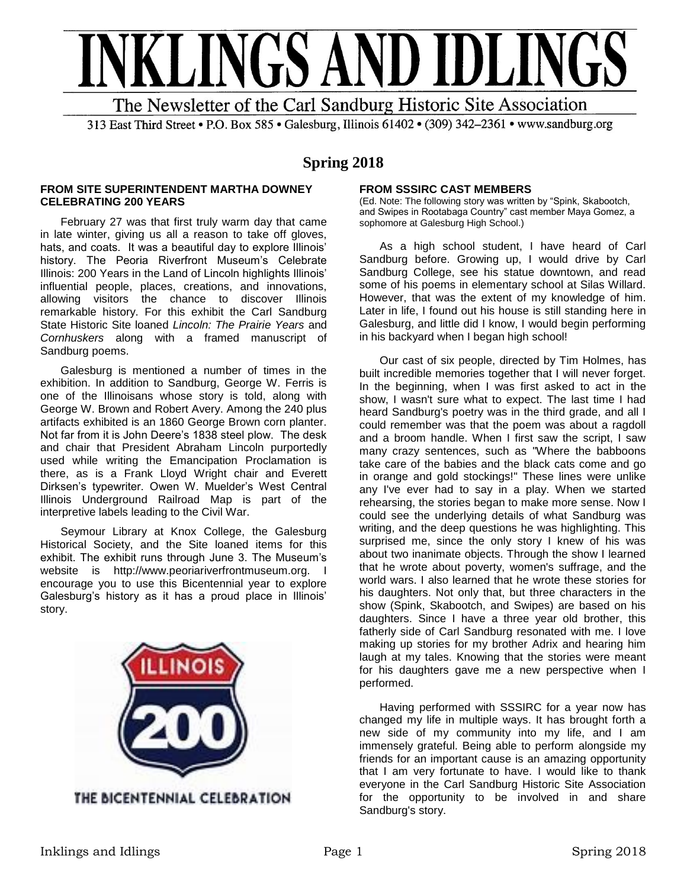# INKLINGS AND IDLINGS

The Newsletter of the Carl Sandburg Historic Site Association

313 East Third Street • P.O. Box 585 • Galesburg, Illinois 61402 • (309) 342–2361 • www.sandburg.org

## Spring 2018

### FROM SITE SUPERINTENDENT MARTHA DOWNEY CELEBRATING 200 YEARS

February 27 was that first truly warm day that came in late winter, giving us all a reason to take off gloves, hats, and coats. It was a beautiful day to explore Illinois' history. The Peoria Riverfront Museum's Celebrate Illinois: 200 Years in the Land of Lincoln highlights Illinois' influential people, places, creations, and innovations, allowing visitors the chance to discover Illinois remarkable history. For this exhibit the Carl Sandburg State Historic Site loaned *Lincoln: The Prairie Years* and *Cornhuskers* along with a framed manuscript of Sandburg poems.

Galesburg is mentioned a number of times in the exhibition. In addition to Sandburg, George W. Ferris is one of the Illinoisans whose story is told, along with George W. Brown and Robert Avery. Among the 240 plus artifacts exhibited is an 1860 George Brown corn planter. Not far from it is John Deere's 1838 steel plow. The desk and chair that President Abraham Lincoln purportedly used while writing the Emancipation Proclamation is there, as is a Frank Lloyd Wright chair and Everett Dirksen's typewriter. Owen W. Muelder's West Central Illinois Underground Railroad Map is part of the interpretive labels leading to the Civil War.

Seymour Library at Knox College, the Galesburg Historical Society, and the Site loaned items for this exhibit. The exhibit runs through June 3. The Museum's website is http://www.peoriariverfrontmuseum.org. I encourage you to use this Bicentennial year to explore Galesburg's history as it has a proud place in Illinois' story.

ILLINOIS 200

THE BICENTENNIAL CELEBRATION

### FROM SSSIRC CAST MEMBERS

(Ed. Note: The following story was written by "Spink, Skabootch, and Swipes in Rootabaga Country" cast member Maya Gomez, a sophomore at Galesburg High School.)

As a high school student, I have heard of Carl Sandburg before. Growing up, I would drive by Carl Sandburg College, see his statue downtown, and read some of his poems in elementary school at Silas Willard. However, that was the extent of my knowledge of him. Later in life, I found out his house is still standing here in Galesburg, and little did I know, I would begin performing in his backyard when I began high school!

Our cast of six people, directed by Tim Holmes, has built incredible memories together that I will never forget. In the beginning, when I was first asked to act in the show, I wasn't sure what to expect. The last time I had heard Sandburg's poetry was in the third grade, and all I could remember was that the poem was about a ragdoll and a broom handle. When I first saw the script, I saw many crazy sentences, such as "Where the babboons take care of the babies and the black cats come and go in orange and gold stockings!" These lines were unlike any I've ever had to say in a play. When we started rehearsing, the stories began to make more sense. Now I could see the underlying details of what Sandburg was writing, and the deep questions he was highlighting. This surprised me, since the only story I knew of his was about two inanimate objects. Through the show I learned that he wrote about poverty, women's suffrage, and the world wars. I also learned that he wrote these stories for his daughters. Not only that, but three characters in the show (Spink, Skabootch, and Swipes) are based on his daughters. Since I have a three year old brother, this fatherly side of Carl Sandburg resonated with me. I love making up stories for my brother Adrix and hearing him laugh at my tales. Knowing that the stories were meant for his daughters gave me a new perspective when I performed.

Having performed with SSSIRC for a year now has changed my life in multiple ways. It has brought forth a new side of my community into my life, and I am immensely grateful. Being able to perform alongside my friends for an important cause is an amazing opportunity that I am very fortunate to have. I would like to thank everyone in the Carl Sandburg Historic Site Association for the opportunity to be involved in and share Sandburg's story.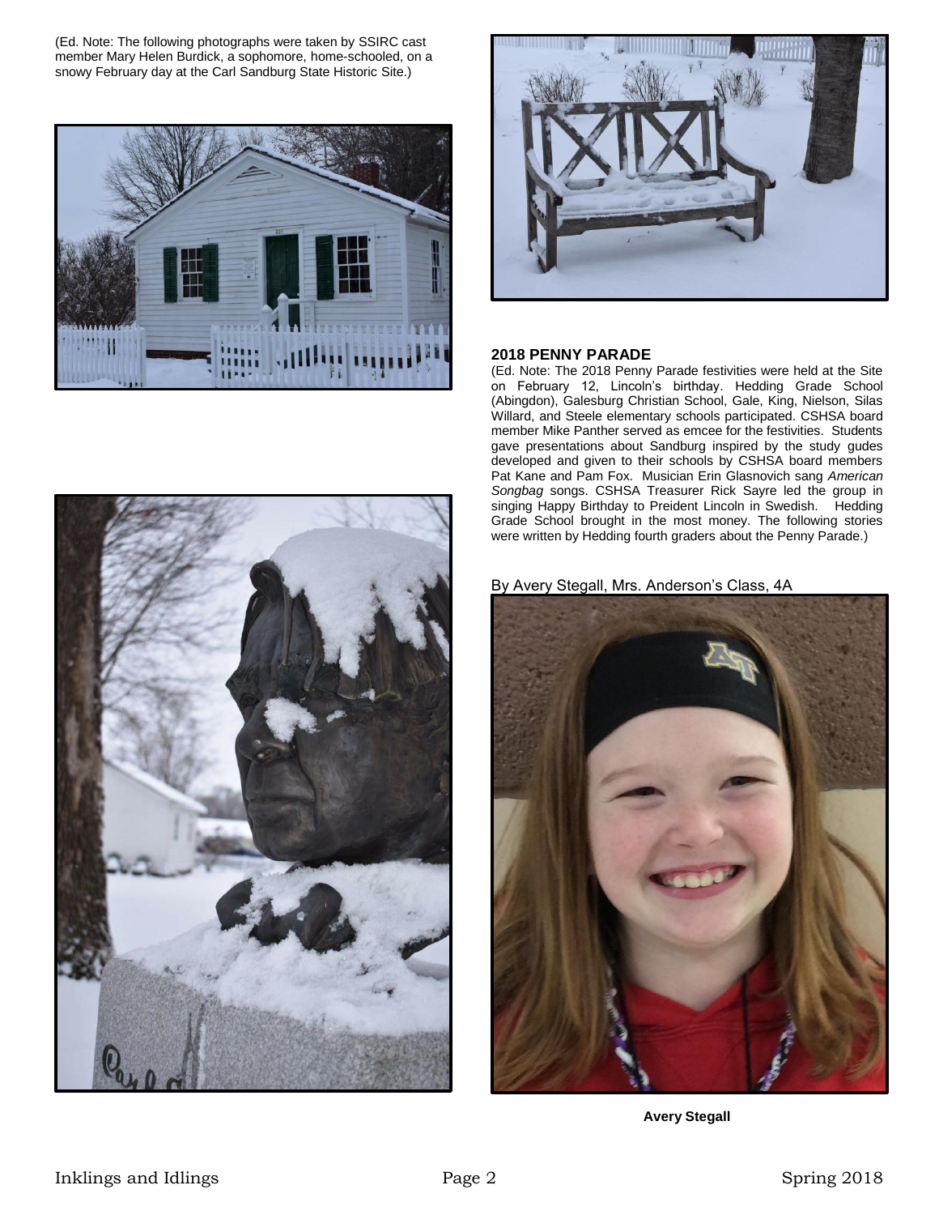(Ed. Note: The following photographs were taken by SSIRC cast member Mary Helen Burdick, a sophomore, home-schooled, on a snowy February day at the Carl Sandburg State Historic Site.)

### 2018 PENNY PARADE

(Ed. Note: The 2018 Penny Parade festivities were held at the Site on February 12, Lincoln's birthday. Hedding Grade School (Abingdon), Galesburg Christian School, Gale, King, Nielson, Silas Willard, and Steele elementary schools participated. CSHSA board member Mike Panther served as emcee for the festivities. Students gave presentations about Sandburg inspired by the study gudes developed and given to their schools by CSHSA board members Pat Kane and Pam Fox. Musician Erin Glasnovich sang *American Songbag* songs. CSHSA Treasurer Rick Sayre led the group in singing Happy Birthday to Preident Lincoln in Swedish. Hedding Grade School brought in the most money. The following stories were written by Hedding fourth graders about the Penny Parade.)

By Avery Stegall, Mrs. Anderson's Class, 4A

**Avery Stegall**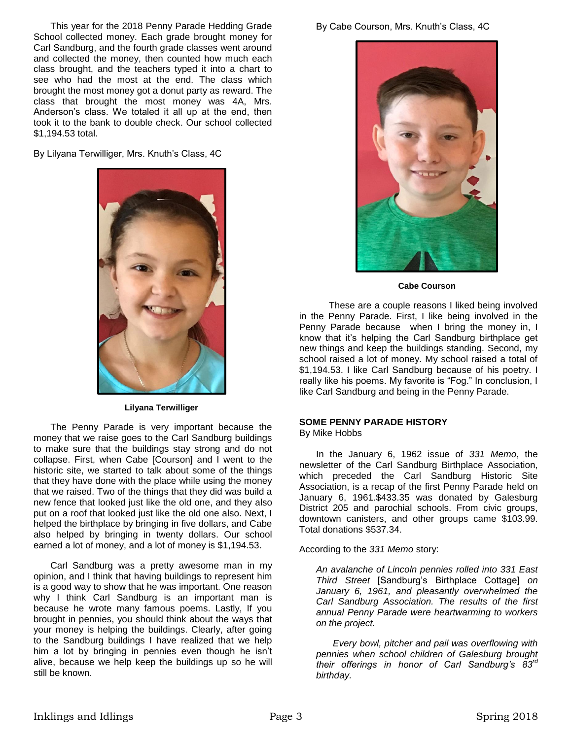This year for the 2018 Penny Parade Hedding Grade School collected money. Each grade brought money for Carl Sandburg, and the fourth grade classes went around and collected the money, then counted how much each class brought, and the teachers typed it into a chart to see who had the most at the end. The class which brought the most money got a donut party as reward. The class that brought the most money was 4A, Mrs. Anderson's class. We totaled it all up at the end, then took it to the bank to double check. Our school collected $1,194.53 total.

By Lilyana Terwilliger, Mrs. Knuth's Class, 4C

**Lilyana Terwilliger**

The Penny Parade is very important because the money that we raise goes to the Carl Sandburg buildings to make sure that the buildings stay strong and do not collapse. First, when Cabe [Courson] and I went to the historic site, we started to talk about some of the things that they have done with the place while using the money that we raised. Two of the things that they did was build a new fence that looked just like the old one, and they also put on a roof that looked just like the old one also. Next, I helped the birthplace by bringing in five dollars, and Cabe also helped by bringing in twenty dollars. Our school earned a lot of money, and a lot of money is $1,194.53.

Carl Sandburg was a pretty awesome man in my opinion, and I think that having buildings to represent him is a good way to show that he was important. One reason why I think Carl Sandburg is an important man is because he wrote many famous poems. Lastly, If you brought in pennies, you should think about the ways that your money is helping the buildings. Clearly, after going to the Sandburg buildings I have realized that we help him a lot by bringing in pennies even though he isn't alive, because we help keep the buildings up so he will still be known.

By Cabe Courson, Mrs. Knuth's Class, 4C

**Cabe Courson**

These are a couple reasons I liked being involved in the Penny Parade. First, I like being involved in the Penny Parade because when I bring the money in, I know that it's helping the Carl Sandburg birthplace get new things and keep the buildings standing. Second, my school raised a lot of money. My school raised a total of $1,194.53. I like Carl Sandburg because of his poetry. I really like his poems. My favorite is "Fog." In conclusion, I like Carl Sandburg and being in the Penny Parade.

**SOME PENNY PARADE HISTORY**

By Mike Hobbs

In the January 6, 1962 issue of *331 Memo*, the newsletter of the Carl Sandburg Birthplace Association, which preceded the Carl Sandburg Historic Site Association, is a recap of the first Penny Parade held on January 6, 1961.$433.35 was donated by Galesburg District 205 and parochial schools. From civic groups, downtown canisters, and other groups came $103.99. Total donations $537.34.

According to the *331 Memo* story:

> *An avalanche of Lincoln pennies rolled into 331 East Third Street* [Sandburg's Birthplace Cottage] *on January 6, 1961, and pleasantly overwhelmed the Carl Sandburg Association. The results of the first annual Penny Parade were heartwarming to workers on the project.*
>
> *Every bowl, pitcher and pail was overflowing with pennies when school children of Galesburg brought their offerings in honor of Carl Sandburg's 83rd birthday.*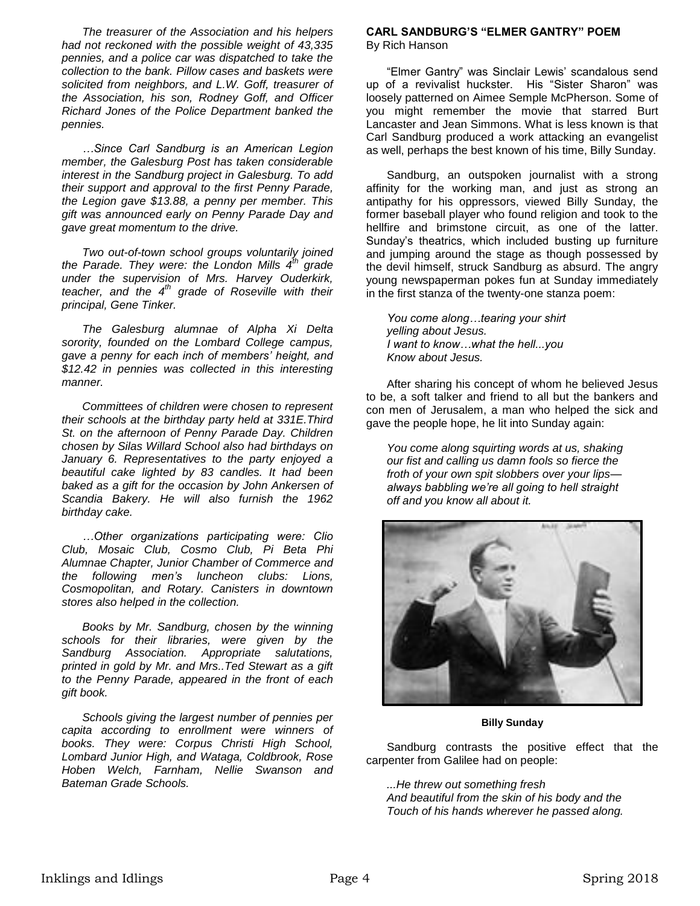*The treasurer of the Association and his helpers had not reckoned with the possible weight of 43,335 pennies, and a police car was dispatched to take the collection to the bank. Pillow cases and baskets were solicited from neighbors, and L.W. Goff, treasurer of the Association, his son, Rodney Goff, and Officer Richard Jones of the Police Department banked the pennies.*

*…Since Carl Sandburg is an American Legion member, the Galesburg Post has taken considerable interest in the Sandburg project in Galesburg. To add their support and approval to the first Penny Parade, the Legion gave $13.88, a penny per member. This gift was announced early on Penny Parade Day and gave great momentum to the drive.*

*Two out-of-town school groups voluntarily joined the Parade. They were: the London Mills 4th grade under the supervision of Mrs. Harvey Ouderkirk, teacher, and the 4th grade of Roseville with their principal, Gene Tinker.*

*The Galesburg alumnae of Alpha Xi Delta sorority, founded on the Lombard College campus, gave a penny for each inch of members' height, and $12.42 in pennies was collected in this interesting manner.*

*Committees of children were chosen to represent their schools at the birthday party held at 331E.Third St. on the afternoon of Penny Parade Day. Children chosen by Silas Willard School also had birthdays on January 6. Representatives to the party enjoyed a beautiful cake lighted by 83 candles. It had been baked as a gift for the occasion by John Ankersen of Scandia Bakery. He will also furnish the 1962 birthday cake.*

*…Other organizations participating were: Clio Club, Mosaic Club, Cosmo Club, Pi Beta Phi Alumnae Chapter, Junior Chamber of Commerce and the following men's luncheon clubs: Lions, Cosmopolitan, and Rotary. Canisters in downtown stores also helped in the collection.*

*Books by Mr. Sandburg, chosen by the winning schools for their libraries, were given by the Sandburg Association. Appropriate salutations, printed in gold by Mr. and Mrs..Ted Stewart as a gift to the Penny Parade, appeared in the front of each gift book.*

*Schools giving the largest number of pennies per capita according to enrollment were winners of books. They were: Corpus Christi High School, Lombard Junior High, and Wataga, Coldbrook, Rose Hoben Welch, Farnham, Nellie Swanson and Bateman Grade Schools.*

## CARL SANDBURG'S "ELMER GANTRY" POEM

By Rich Hanson

"Elmer Gantry" was Sinclair Lewis' scandalous send up of a revivalist huckster. His "Sister Sharon" was loosely patterned on Aimee Semple McPherson. Some of you might remember the movie that starred Burt Lancaster and Jean Simmons. What is less known is that Carl Sandburg produced a work attacking an evangelist as well, perhaps the best known of his time, Billy Sunday.

Sandburg, an outspoken journalist with a strong affinity for the working man, and just as strong an antipathy for his oppressors, viewed Billy Sunday, the former baseball player who found religion and took to the hellfire and brimstone circuit, as one of the latter. Sunday's theatrics, which included busting up furniture and jumping around the stage as though possessed by the devil himself, struck Sandburg as absurd. The angry young newspaperman pokes fun at Sunday immediately in the first stanza of the twenty-one stanza poem:

*You come along…tearing your shirt*
*yelling about Jesus.*
*I want to know…what the hell...you*
*Know about Jesus.*

After sharing his concept of whom he believed Jesus to be, a soft talker and friend to all but the bankers and con men of Jerusalem, a man who helped the sick and gave the people hope, he lit into Sunday again:

*You come along squirting words at us, shaking*
*our fist and calling us damn fools so fierce the*
*froth of your own spit slobbers over your lips—*
*always babbling we're all going to hell straight*
*off and you know all about it.*

**Billy Sunday**

Sandburg contrasts the positive effect that the carpenter from Galilee had on people:

*...He threw out something fresh*
*And beautiful from the skin of his body and the*
*Touch of his hands wherever he passed along.*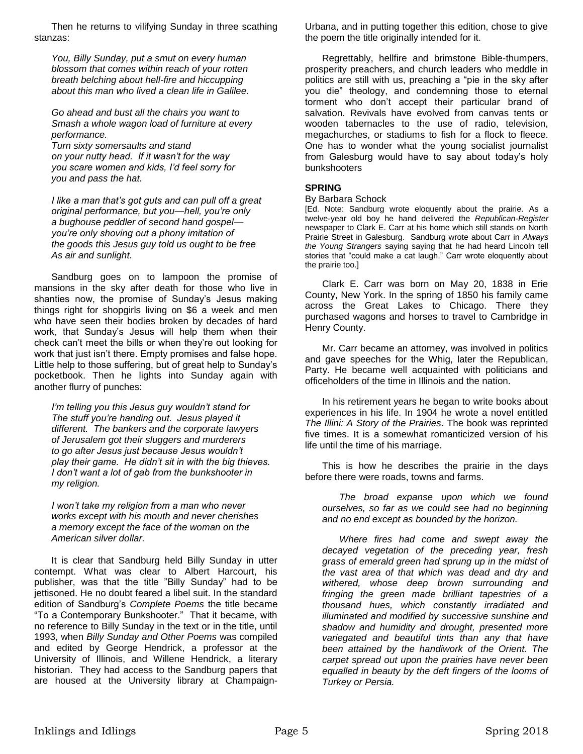Then he returns to vilifying Sunday in three scathing stanzas:

*You, Billy Sunday, put a smut on every human blossom that comes within reach of your rotten breath belching about hell-fire and hiccupping about this man who lived a clean life in Galilee.*

*Go ahead and bust all the chairs you want to*
*Smash a whole wagon load of furniture at every performance.*
*Turn sixty somersaults and stand*
*on your nutty head. If it wasn't for the way*
*you scare women and kids, I'd feel sorry for*
*you and pass the hat.*

*I like a man that's got guts and can pull off a great original performance, but you—hell, you're only a bughouse peddler of second hand gospel—you're only shoving out a phony imitation of the goods this Jesus guy told us ought to be free As air and sunlight.*

Sandburg goes on to lampoon the promise of mansions in the sky after death for those who live in shanties now, the promise of Sunday's Jesus making things right for shopgirls living on $6 a week and men who have seen their bodies broken by decades of hard work, that Sunday's Jesus will help them when their check can't meet the bills or when they're out looking for work that just isn't there. Empty promises and false hope. Little help to those suffering, but of great help to Sunday's pocketbook. Then he lights into Sunday again with another flurry of punches:

*I'm telling you this Jesus guy wouldn't stand for*
*The stuff you're handing out. Jesus played it*
*different. The bankers and the corporate lawyers*
*of Jerusalem got their sluggers and murderers*
*to go after Jesus just because Jesus wouldn't*
*play their game. He didn't sit in with the big thieves.*
*I don't want a lot of gab from the bunkshooter in*
*my religion.*

*I won't take my religion from a man who never*
*works except with his mouth and never cherishes*
*a memory except the face of the woman on the*
*American silver dollar.*

It is clear that Sandburg held Billy Sunday in utter contempt. What was clear to Albert Harcourt, his publisher, was that the title "Billy Sunday" had to be jettisoned. He no doubt feared a libel suit. In the standard edition of Sandburg's *Complete Poems* the title became "To a Contemporary Bunkshooter." That it became, with no reference to Billy Sunday in the text or in the title, until 1993, when *Billy Sunday and Other Poems* was compiled and edited by George Hendrick, a professor at the University of Illinois, and Willene Hendrick, a literary historian. They had access to the Sandburg papers that are housed at the University library at Champaign-Urbana, and in putting together this edition, chose to give the poem the title originally intended for it.

Regrettably, hellfire and brimstone Bible-thumpers, prosperity preachers, and church leaders who meddle in politics are still with us, preaching a "pie in the sky after you die" theology, and condemning those to eternal torment who don't accept their particular brand of salvation. Revivals have evolved from canvas tents or wooden tabernacles to the use of radio, television, megachurches, or stadiums to fish for a flock to fleece. One has to wonder what the young socialist journalist from Galesburg would have to say about today's holy bunkshooters

## SPRING

By Barbara Schock

[Ed. Note: Sandburg wrote eloquently about the prairie. As a twelve-year old boy he hand delivered the *Republican-Register* newspaper to Clark E. Carr at his home which still stands on North Prairie Street in Galesburg. Sandburg wrote about Carr in *Always the Young Strangers* saying saying that he had heard Lincoln tell stories that "could make a cat laugh." Carr wrote eloquently about the prairie too.]

Clark E. Carr was born on May 20, 1838 in Erie County, New York. In the spring of 1850 his family came across the Great Lakes to Chicago. There they purchased wagons and horses to travel to Cambridge in Henry County.

Mr. Carr became an attorney, was involved in politics and gave speeches for the Whig, later the Republican, Party. He became well acquainted with politicians and officeholders of the time in Illinois and the nation.

In his retirement years he began to write books about experiences in his life. In 1904 he wrote a novel entitled *The Illini: A Story of the Prairies*. The book was reprinted five times. It is a somewhat romanticized version of his life until the time of his marriage.

This is how he describes the prairie in the days before there were roads, towns and farms.

*The broad expanse upon which we found ourselves, so far as we could see had no beginning and no end except as bounded by the horizon.*

*Where fires had come and swept away the decayed vegetation of the preceding year, fresh grass of emerald green had sprung up in the midst of the vast area of that which was dead and dry and withered, whose deep brown surrounding and fringing the green made brilliant tapestries of a thousand hues, which constantly irradiated and illuminated and modified by successive sunshine and shadow and humidity and drought, presented more variegated and beautiful tints than any that have been attained by the handiwork of the Orient. The carpet spread out upon the prairies have never been equalled in beauty by the deft fingers of the looms of Turkey or Persia.*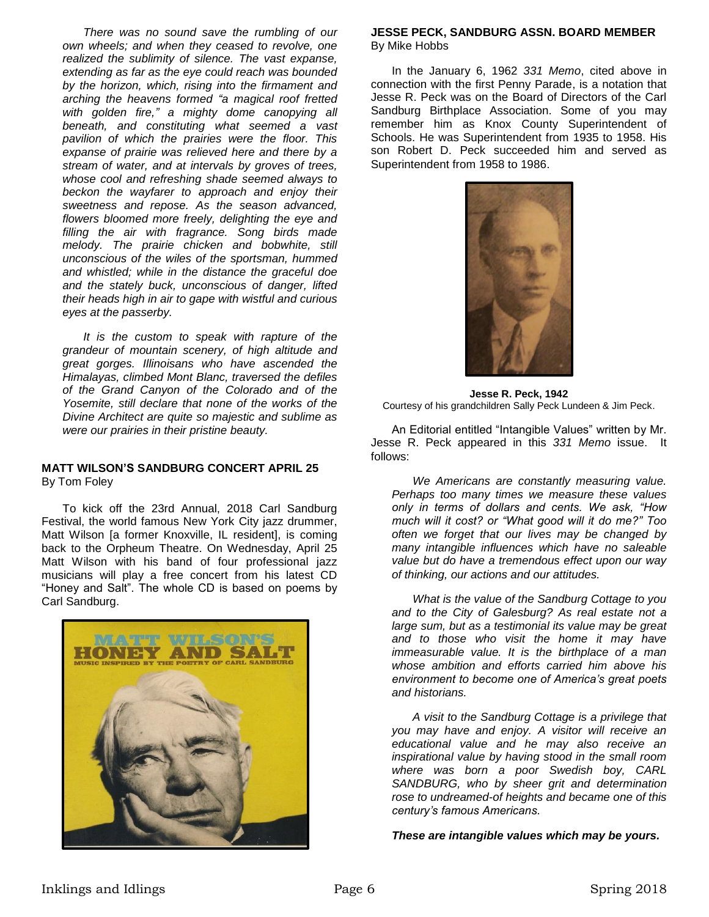*There was no sound save the rumbling of our own wheels; and when they ceased to revolve, one realized the sublimity of silence. The vast expanse, extending as far as the eye could reach was bounded by the horizon, which, rising into the firmament and arching the heavens formed "a magical roof fretted with golden fire," a mighty dome canopying all beneath, and constituting what seemed a vast pavilion of which the prairies were the floor. This expanse of prairie was relieved here and there by a stream of water, and at intervals by groves of trees, whose cool and refreshing shade seemed always to beckon the wayfarer to approach and enjoy their sweetness and repose. As the season advanced, flowers bloomed more freely, delighting the eye and filling the air with fragrance. Song birds made melody. The prairie chicken and bobwhite, still unconscious of the wiles of the sportsman, hummed and whistled; while in the distance the graceful doe and the stately buck, unconscious of danger, lifted their heads high in air to gape with wistful and curious eyes at the passerby.*

*It is the custom to speak with rapture of the grandeur of mountain scenery, of high altitude and great gorges. Illinoisans who have ascended the Himalayas, climbed Mont Blanc, traversed the defiles of the Grand Canyon of the Colorado and of the Yosemite, still declare that none of the works of the Divine Architect are quite so majestic and sublime as were our prairies in their pristine beauty.*

## MATT WILSON'S SANDBURG CONCERT APRIL 25

By Tom Foley

To kick off the 23rd Annual, 2018 Carl Sandburg Festival, the world famous New York City jazz drummer, Matt Wilson [a former Knoxville, IL resident], is coming back to the Orpheum Theatre. On Wednesday, April 25 Matt Wilson with his band of four professional jazz musicians will play a free concert from his latest CD "Honey and Salt". The whole CD is based on poems by Carl Sandburg.

## JESSE PECK, SANDBURG ASSN. BOARD MEMBER

By Mike Hobbs

In the January 6, 1962 *331 Memo*, cited above in connection with the first Penny Parade, is a notation that Jesse R. Peck was on the Board of Directors of the Carl Sandburg Birthplace Association. Some of you may remember him as Knox County Superintendent of Schools. He was Superintendent from 1935 to 1958. His son Robert D. Peck succeeded him and served as Superintendent from 1958 to 1986.

**Jesse R. Peck, 1942**
Courtesy of his grandchildren Sally Peck Lundeen & Jim Peck.

An Editorial entitled "Intangible Values" written by Mr. Jesse R. Peck appeared in this *331 Memo* issue. It follows:

*We Americans are constantly measuring value. Perhaps too many times we measure these values only in terms of dollars and cents. We ask, "How much will it cost? or "What good will it do me?" Too often we forget that our lives may be changed by many intangible influences which have no saleable value but do have a tremendous effect upon our way of thinking, our actions and our attitudes.*

*What is the value of the Sandburg Cottage to you and to the City of Galesburg? As real estate not a large sum, but as a testimonial its value may be great and to those who visit the home it may have immeasurable value. It is the birthplace of a man whose ambition and efforts carried him above his environment to become one of America's great poets and historians.*

*A visit to the Sandburg Cottage is a privilege that you may have and enjoy. A visitor will receive an educational value and he may also receive an inspirational value by having stood in the small room where was born a poor Swedish boy, CARL SANDBURG, who by sheer grit and determination rose to undreamed-of heights and became one of this century's famous Americans.*

***These are intangible values which may be yours.***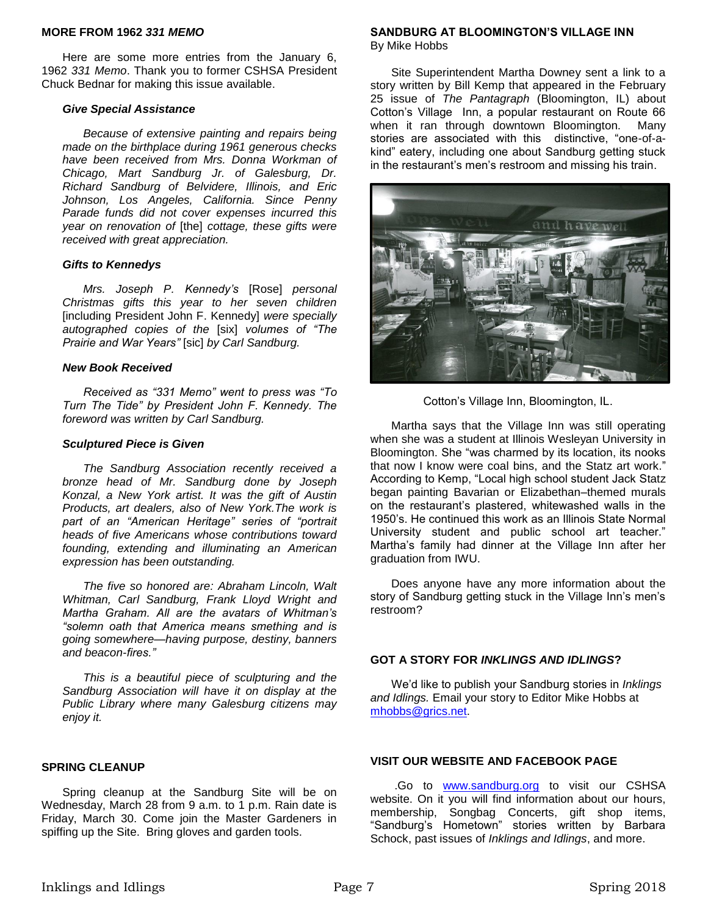## MORE FROM 1962 *331 MEMO*

Here are some more entries from the January 6, 1962 *331 Memo*. Thank you to former CSHSA President Chuck Bednar for making this issue available.

***Give Special Assistance***

*Because of extensive painting and repairs being made on the birthplace during 1961 generous checks have been received from Mrs. Donna Workman of Chicago, Mart Sandburg Jr. of Galesburg, Dr. Richard Sandburg of Belvidere, Illinois, and Eric Johnson, Los Angeles, California. Since Penny Parade funds did not cover expenses incurred this year on renovation of* [the] *cottage, these gifts were received with great appreciation.*

***Gifts to Kennedys***

*Mrs. Joseph P. Kennedy's* [Rose] *personal Christmas gifts this year to her seven children* [including President John F. Kennedy] *were specially autographed copies of the* [six] *volumes of "The Prairie and War Years"* [sic] *by Carl Sandburg.*

***New Book Received***

*Received as "331 Memo" went to press was "To Turn The Tide" by President John F. Kennedy. The foreword was written by Carl Sandburg.*

***Sculptured Piece is Given***

*The Sandburg Association recently received a bronze head of Mr. Sandburg done by Joseph Konzal, a New York artist. It was the gift of Austin Products, art dealers, also of New York.The work is part of an "American Heritage" series of "portrait heads of five Americans whose contributions toward founding, extending and illuminating an American expression has been outstanding.*

*The five so honored are: Abraham Lincoln, Walt Whitman, Carl Sandburg, Frank Lloyd Wright and Martha Graham. All are the avatars of Whitman's "solemn oath that America means smething and is going somewhere—having purpose, destiny, banners and beacon-fires."*

*This is a beautiful piece of sculpturing and the Sandburg Association will have it on display at the Public Library where many Galesburg citizens may enjoy it.*

## SPRING CLEANUP

Spring cleanup at the Sandburg Site will be on Wednesday, March 28 from 9 a.m. to 1 p.m. Rain date is Friday, March 30. Come join the Master Gardeners in spiffing up the Site. Bring gloves and garden tools.

## SANDBURG AT BLOOMINGTON'S VILLAGE INN

By Mike Hobbs

Site Superintendent Martha Downey sent a link to a story written by Bill Kemp that appeared in the February 25 issue of *The Pantagraph* (Bloomington, IL) about Cotton's Village Inn, a popular restaurant on Route 66 when it ran through downtown Bloomington. Many stories are associated with this distinctive, "one-of-a-kind" eatery, including one about Sandburg getting stuck in the restaurant's men's restroom and missing his train.

Cotton's Village Inn, Bloomington, IL.

Martha says that the Village Inn was still operating when she was a student at Illinois Wesleyan University in Bloomington. She "was charmed by its location, its nooks that now I know were coal bins, and the Statz art work." According to Kemp, "Local high school student Jack Statz began painting Bavarian or Elizabethan–themed murals on the restaurant's plastered, whitewashed walls in the 1950's. He continued this work as an Illinois State Normal University student and public school art teacher." Martha's family had dinner at the Village Inn after her graduation from IWU.

Does anyone have any more information about the story of Sandburg getting stuck in the Village Inn's men's restroom?

## GOT A STORY FOR *INKLINGS AND IDLINGS*?

We'd like to publish your Sandburg stories in *Inklings and Idlings.* Email your story to Editor Mike Hobbs at mhobbs@grics.net.

## VISIT OUR WEBSITE AND FACEBOOK PAGE

.Go to www.sandburg.org to visit our CSHSA website. On it you will find information about our hours, membership, Songbag Concerts, gift shop items, "Sandburg's Hometown" stories written by Barbara Schock, past issues of *Inklings and Idlings*, and more.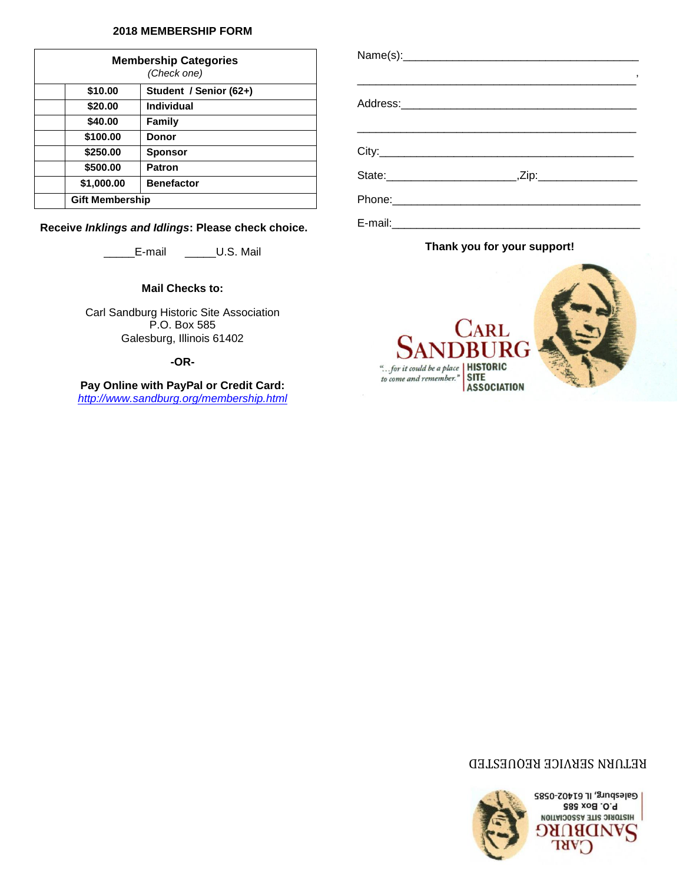## 2018 MEMBERSHIP FORM

| Membership Categories *(Check one)* | | |
|---|---|---|
| | **$10.00** | **Student / Senior (62+)** |
| | **$20.00** | **Individual** |
| | **$40.00** | **Family** |
| | **$100.00** | **Donor** |
| | **$250.00** | **Sponsor** |
| | **$500.00** | **Patron** |
| | **$1,000.00** | **Benefactor** |
| | **Gift Membership** | |

**Receive *Inklings and Idlings*: Please check choice.**

_____E-mail     _____U.S. Mail

**Mail Checks to:**

Carl Sandburg Historic Site Association
P.O. Box 585
Galesburg, Illinois 61402

**-OR-**

**Pay Online with PayPal or Credit Card:**
*http://www.sandburg.org/membership.html*

Name(s):_______________________________________

_______________________________________________,

Address:_______________________________________

_______________________________________________

City:__________________________________________

State:____________________,Zip:________________

Phone:_________________________________________

E-mail:________________________________________

**Thank you for your support!**

CARL SANDBURG
"...for it could be a place to come and remember."
HISTORIC SITE ASSOCIATION

RETURN SERVICE REQUESTED

CARL SANDBURG
HISTORIC SITE ASSOCIATION
P.O. Box 585
Galesburg, IL 61402-0585